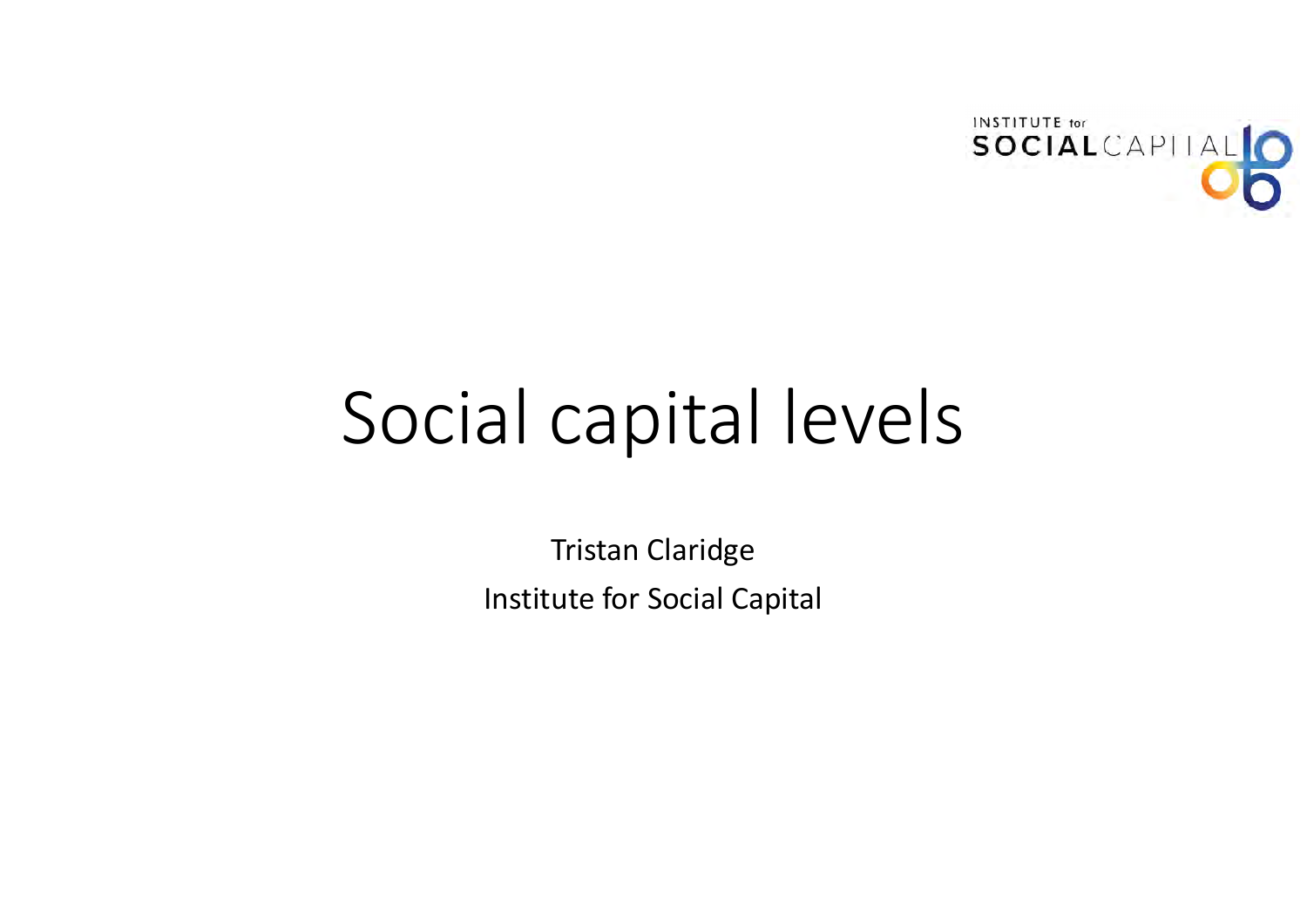INSTITUTE for SOCIAL CAPITAL

# Social capital levels

Tristan Claridge

Institute for Social Capital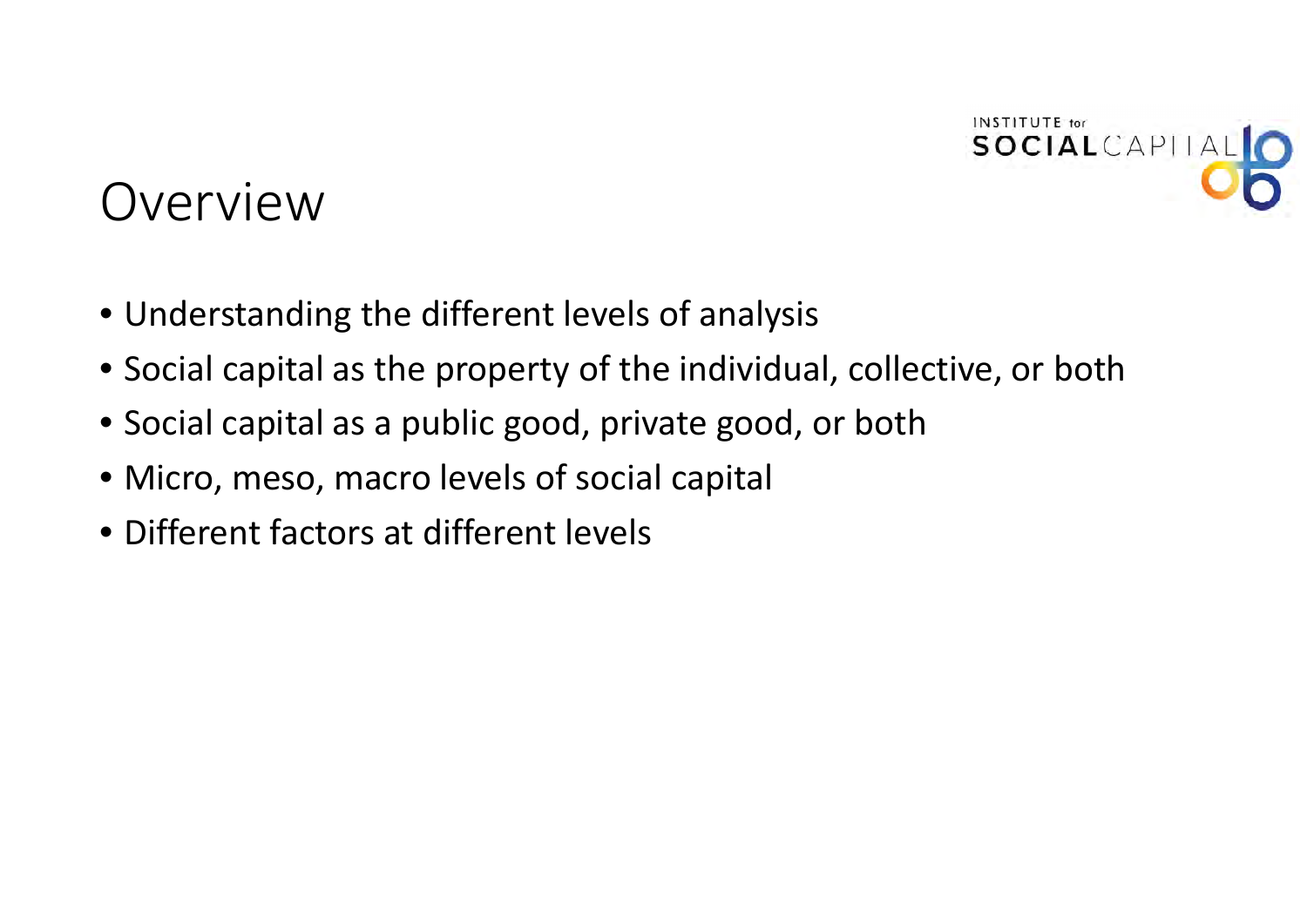# Overview

- Understanding the different levels of analysis
- Social capital as the property of the individual, collective, or both
- Social capital as a public good, private good, or both
- Micro, meso, macro levels of social capital
- Different factors at different levels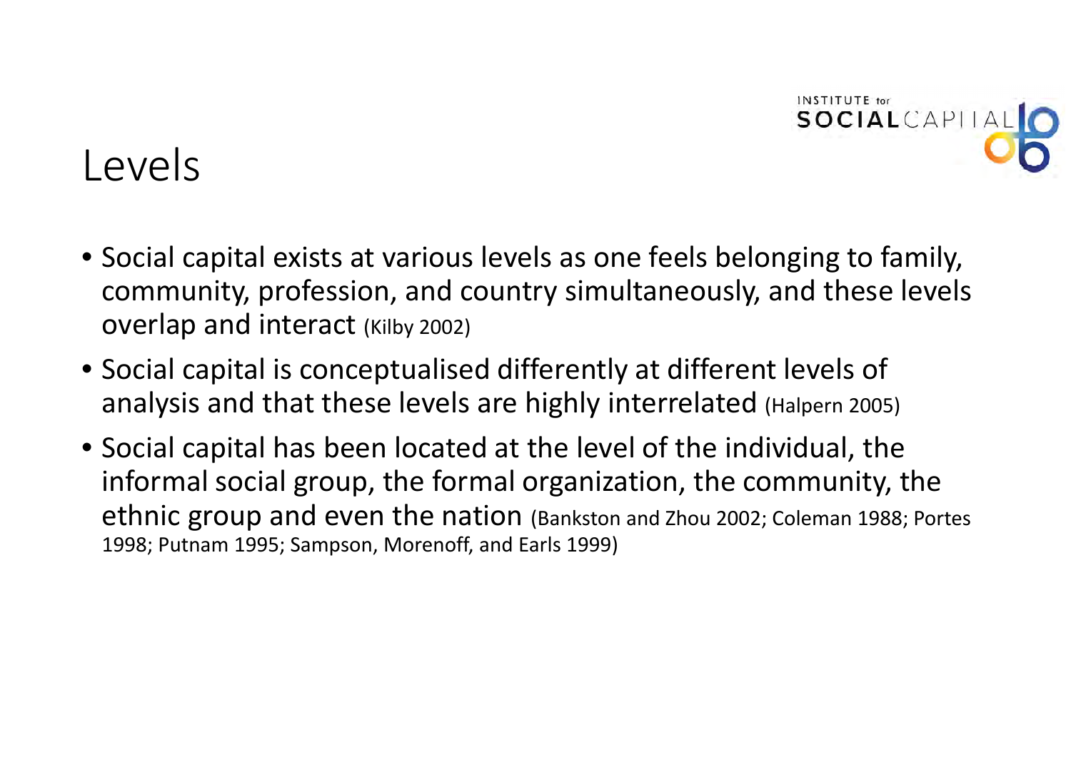# Levels

- Social capital exists at various levels as one feels belonging to family, community, profession, and country simultaneously, and these levels overlap and interact (Kilby 2002)
- Social capital is conceptualised differently at different levels of analysis and that these levels are highly interrelated (Halpern 2005)
- Social capital has been located at the level of the individual, the informal social group, the formal organization, the community, the ethnic group and even the nation (Bankston and Zhou 2002; Coleman 1988; Portes 1998; Putnam 1995; Sampson, Morenoff, and Earls 1999)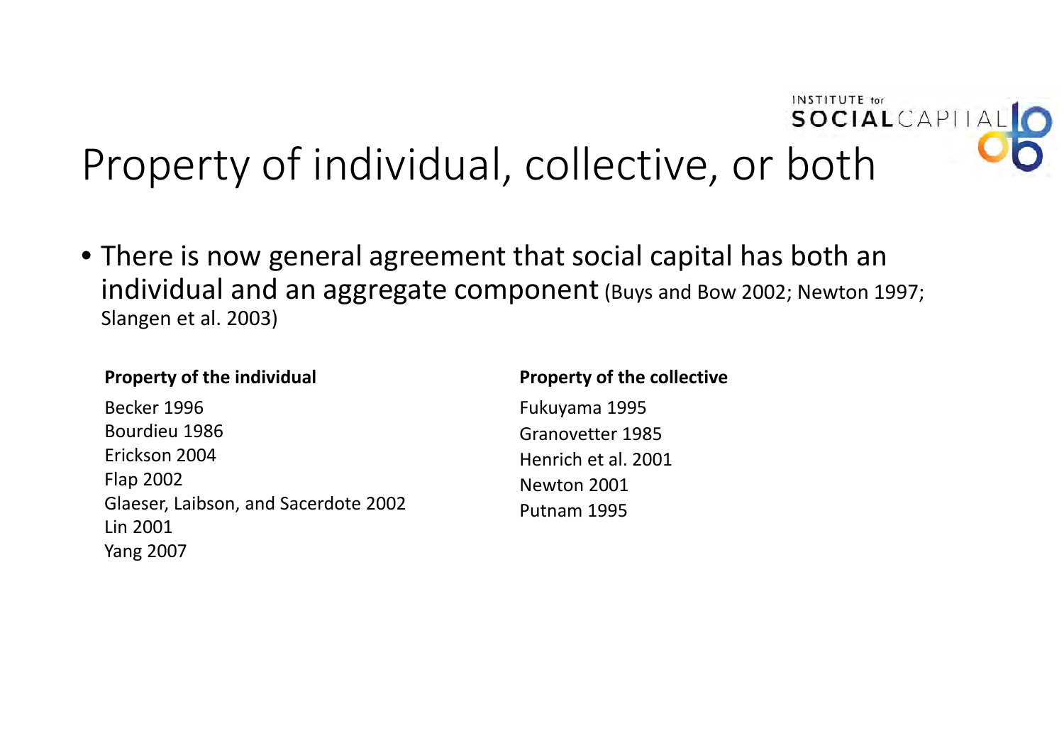# Property of individual, collective, or both

- There is now general agreement that social capital has both an individual and an aggregate component (Buys and Bow 2002; Newton 1997; Slangen et al. 2003)

**Property of the individual**

Becker 1996
Bourdieu 1986
Erickson 2004
Flap 2002
Glaeser, Laibson, and Sacerdote 2002
Lin 2001
Yang 2007

**Property of the collective**

Fukuyama 1995
Granovetter 1985
Henrich et al. 2001
Newton 2001
Putnam 1995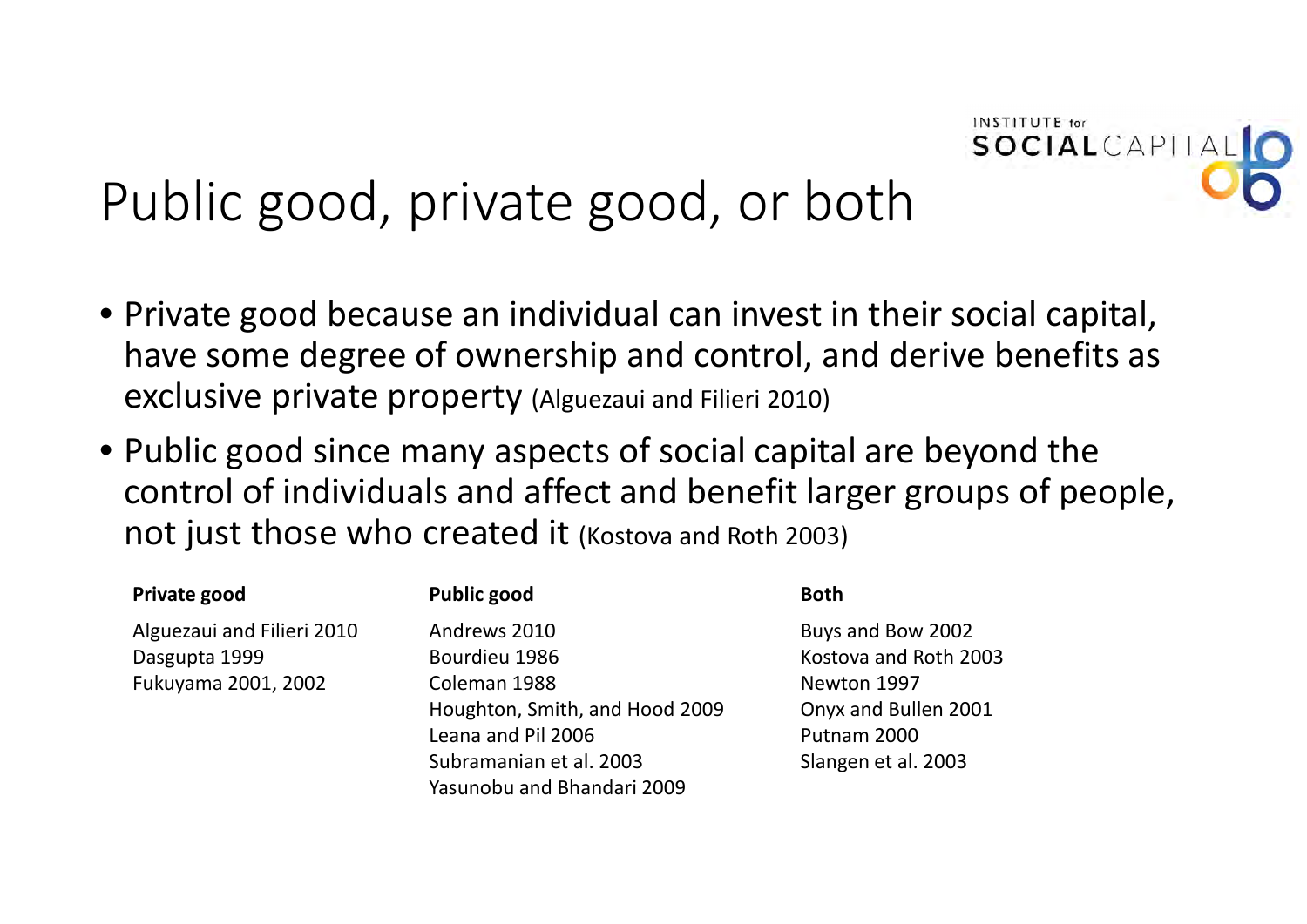# Public good, private good, or both

- Private good because an individual can invest in their social capital, have some degree of ownership and control, and derive benefits as exclusive private property (Alguezaui and Filieri 2010)
- Public good since many aspects of social capital are beyond the control of individuals and affect and benefit larger groups of people, not just those who created it (Kostova and Roth 2003)

| **Private good** | **Public good** | **Both** |
|---|---|---|
| Alguezaui and Filieri 2010 | Andrews 2010 | Buys and Bow 2002 |
| Dasgupta 1999 | Bourdieu 1986 | Kostova and Roth 2003 |
| Fukuyama 2001, 2002 | Coleman 1988 | Newton 1997 |
| | Houghton, Smith, and Hood 2009 | Onyx and Bullen 2001 |
| | Leana and Pil 2006 | Putnam 2000 |
| | Subramanian et al. 2003 | Slangen et al. 2003 |
| | Yasunobu and Bhandari 2009 | |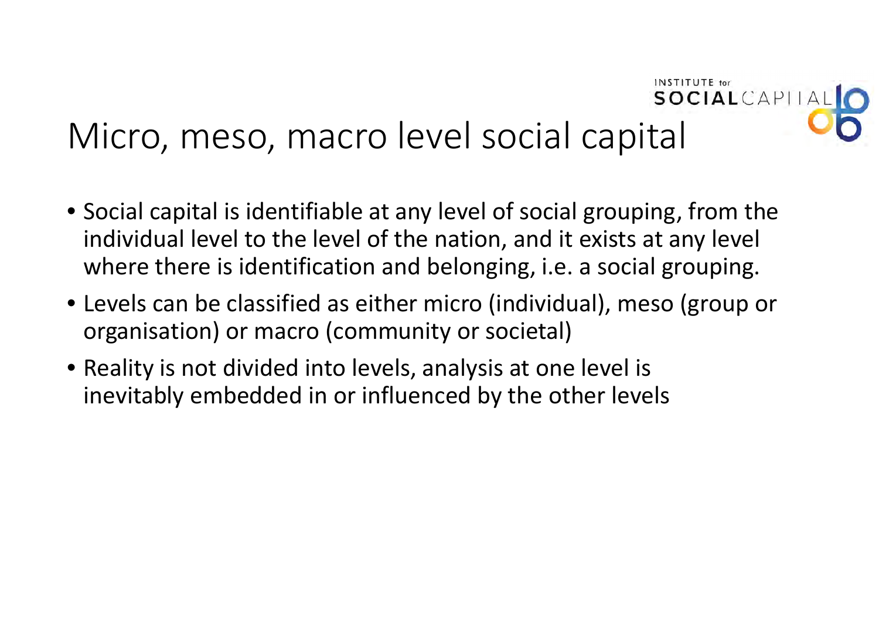# Micro, meso, macro level social capital

- Social capital is identifiable at any level of social grouping, from the individual level to the level of the nation, and it exists at any level where there is identification and belonging, i.e. a social grouping.
- Levels can be classified as either micro (individual), meso (group or organisation) or macro (community or societal)
- Reality is not divided into levels, analysis at one level is inevitably embedded in or influenced by the other levels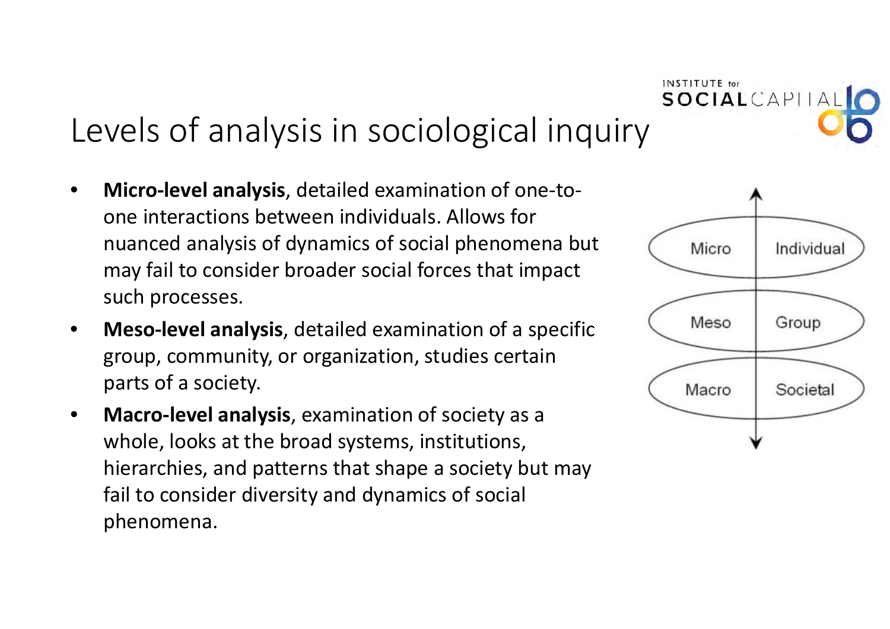# Levels of analysis in sociological inquiry

- **Micro-level analysis**, detailed examination of one-to-one interactions between individuals. Allows for nuanced analysis of dynamics of social phenomena but may fail to consider broader social forces that impact such processes.
- **Meso-level analysis**, detailed examination of a specific group, community, or organization, studies certain parts of a society.
- **Macro-level analysis**, examination of society as a whole, looks at the broad systems, institutions, hierarchies, and patterns that shape a society but may fail to consider diversity and dynamics of social phenomena.

| | |
|---|---|
| Micro | Individual |
| Meso | Group |
| Macro | Societal |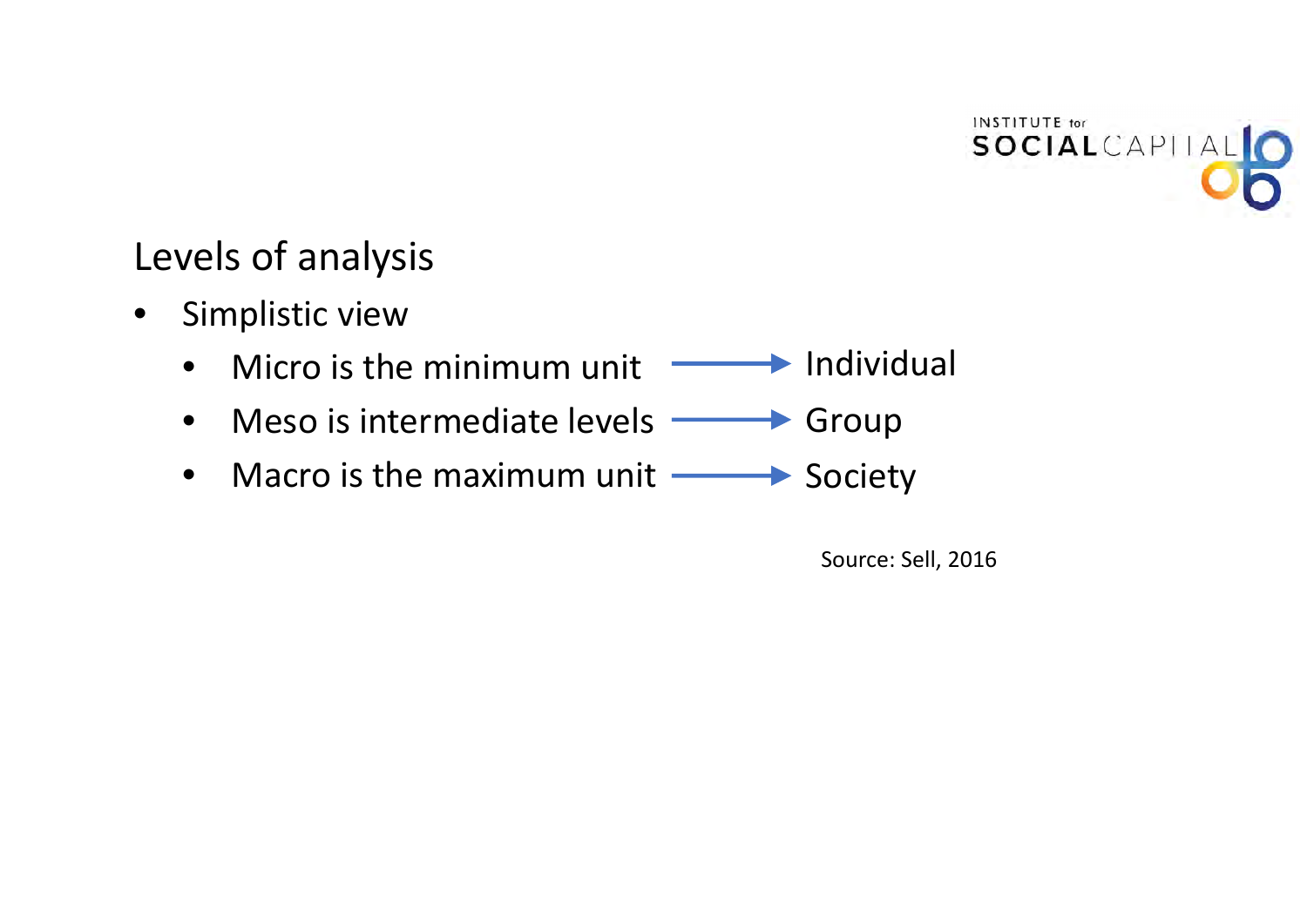## Levels of analysis

- Simplistic view
  - Micro is the minimum unit → Individual
  - Meso is intermediate levels → Group
  - Macro is the maximum unit → Society

Source: Sell, 2016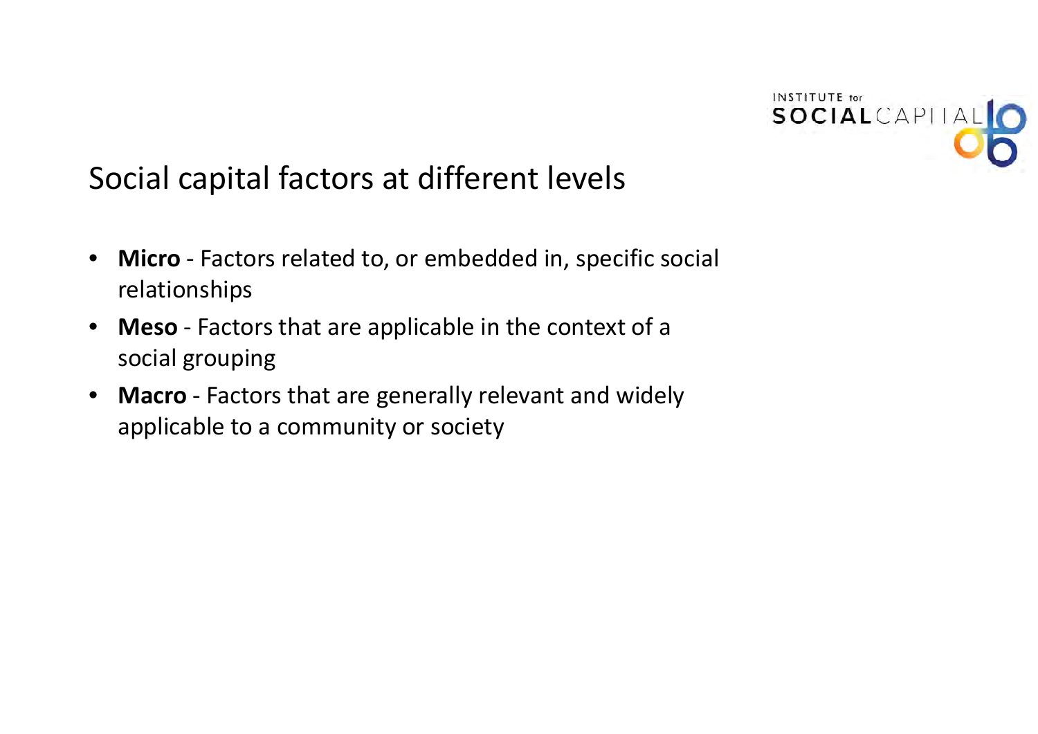## Social capital factors at different levels

- **Micro** - Factors related to, or embedded in, specific social relationships
- **Meso** - Factors that are applicable in the context of a social grouping
- **Macro** - Factors that are generally relevant and widely applicable to a community or society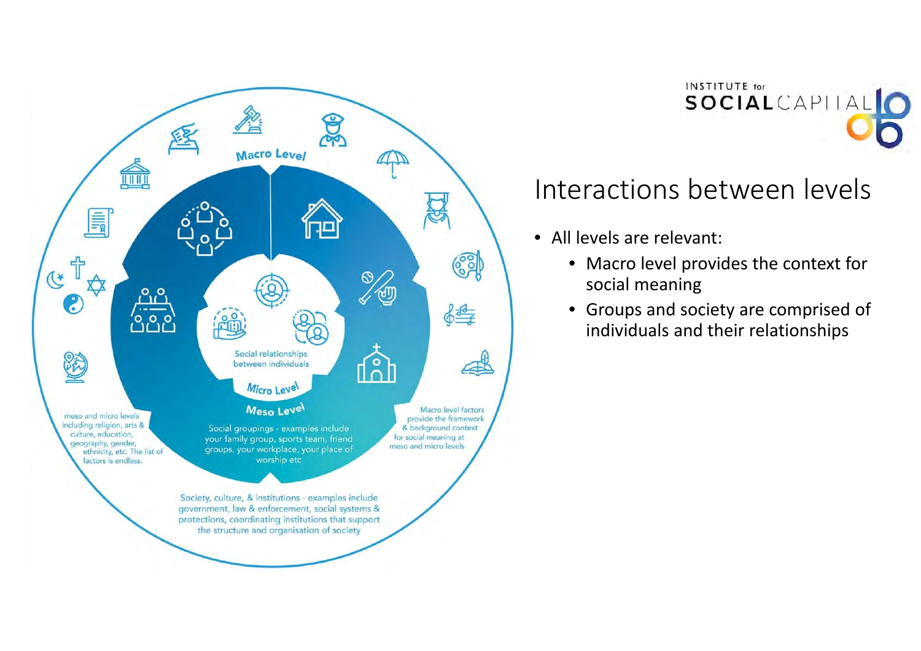# Interactions between levels

- All levels are relevant:
  - Macro level provides the context for social meaning
  - Groups and society are comprised of individuals and their relationships

Macro Level

Meso Level

Micro Level

Social relationships between individuals

Social groupings - examples include your family group, sports team, friend groups, your workplace, your place of worship etc

Society, culture, & institutions - examples include government, law & enforcement, social systems & protections, coordinating institutions that support the structure and organisation of society

meso and micro levels including religion, arts & culture, education, geography, gender, ethnicity, etc. The list of factors is endless.

Macro level factors provide the framework & background context for social meaning at meso and micro levels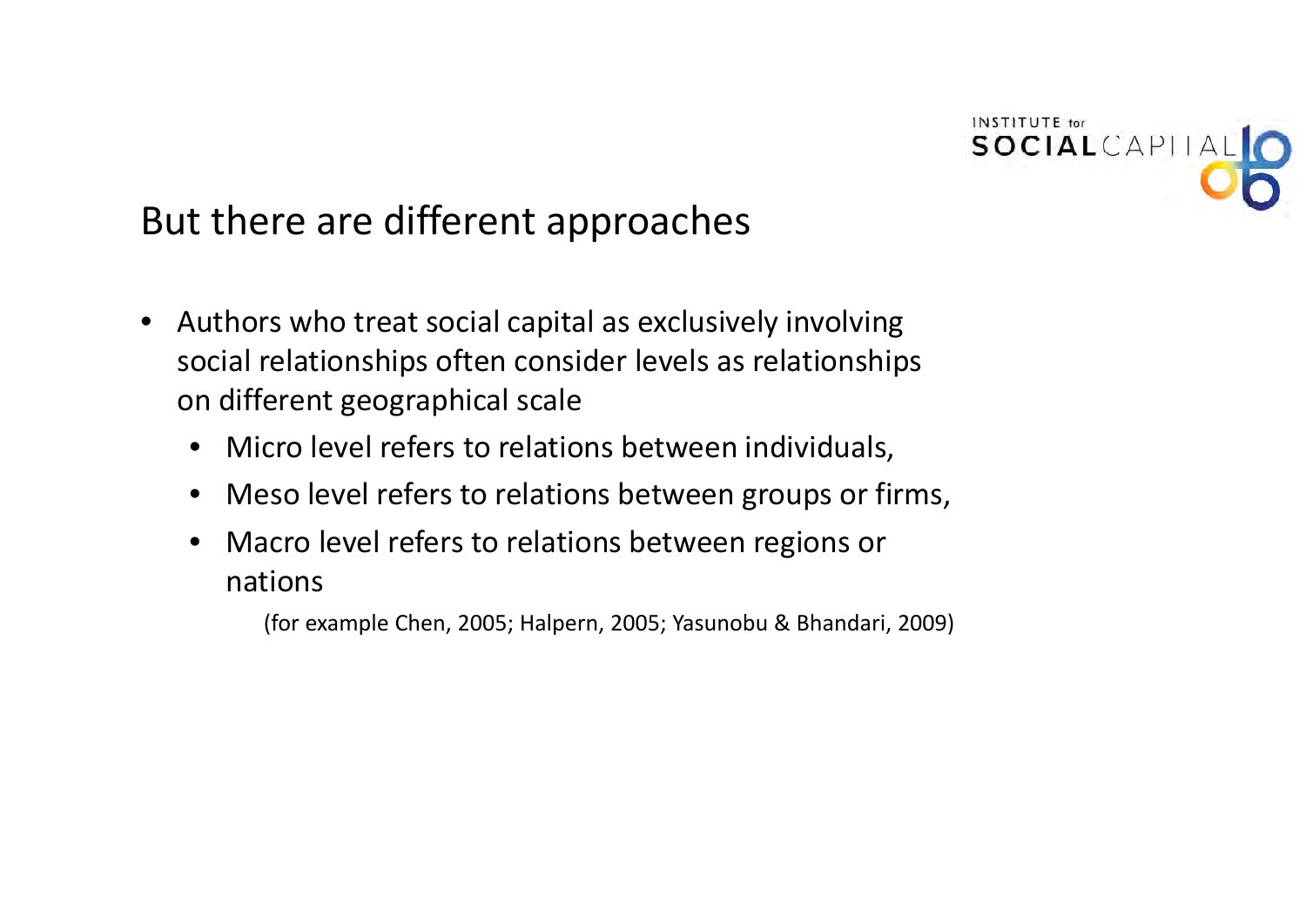## But there are different approaches

- Authors who treat social capital as exclusively involving social relationships often consider levels as relationships on different geographical scale
  - Micro level refers to relations between individuals,
  - Meso level refers to relations between groups or firms,
  - Macro level refers to relations between regions or nations

    (for example Chen, 2005; Halpern, 2005; Yasunobu & Bhandari, 2009)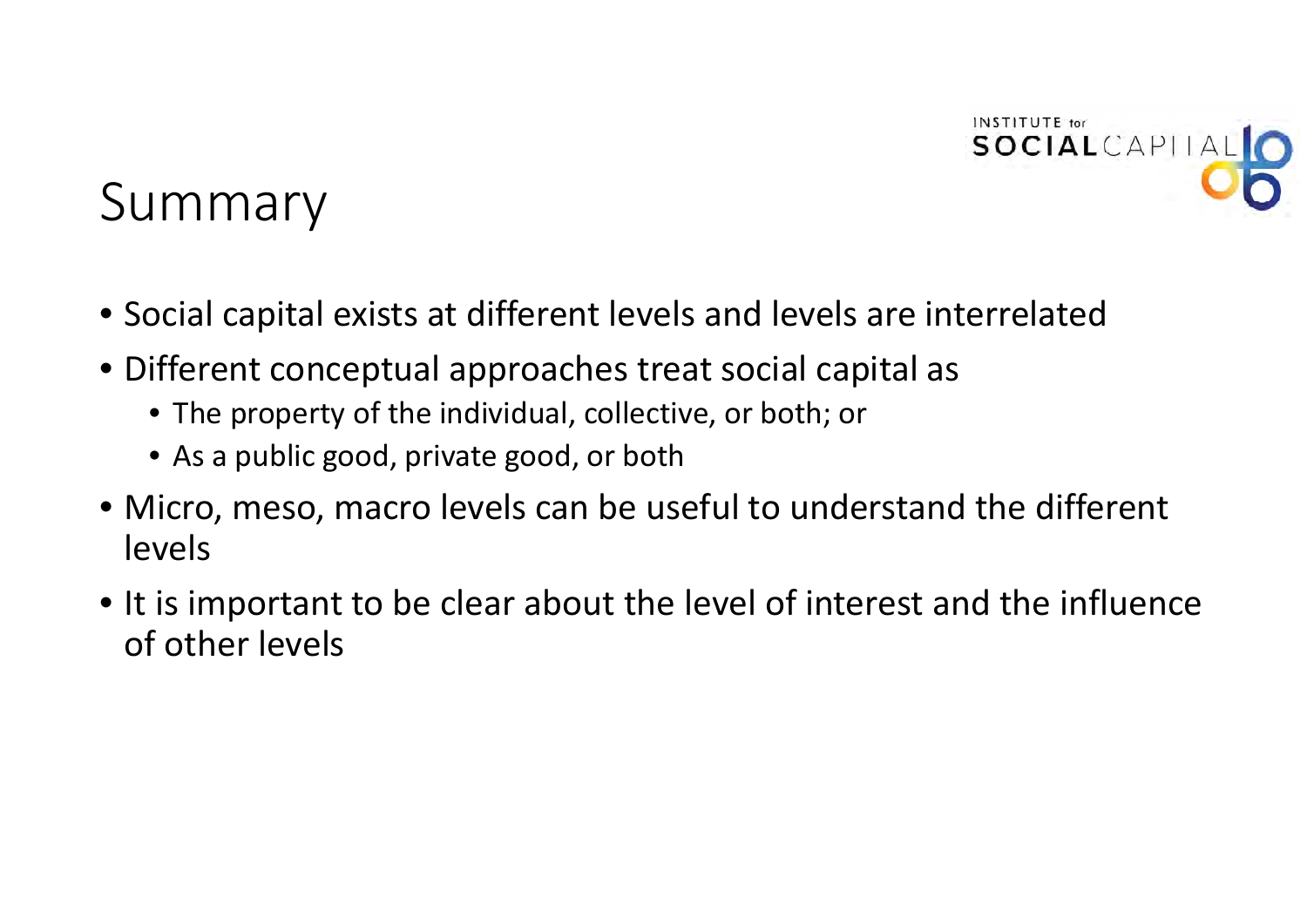# Summary

- Social capital exists at different levels and levels are interrelated
- Different conceptual approaches treat social capital as
  - The property of the individual, collective, or both; or
  - As a public good, private good, or both
- Micro, meso, macro levels can be useful to understand the different levels
- It is important to be clear about the level of interest and the influence of other levels